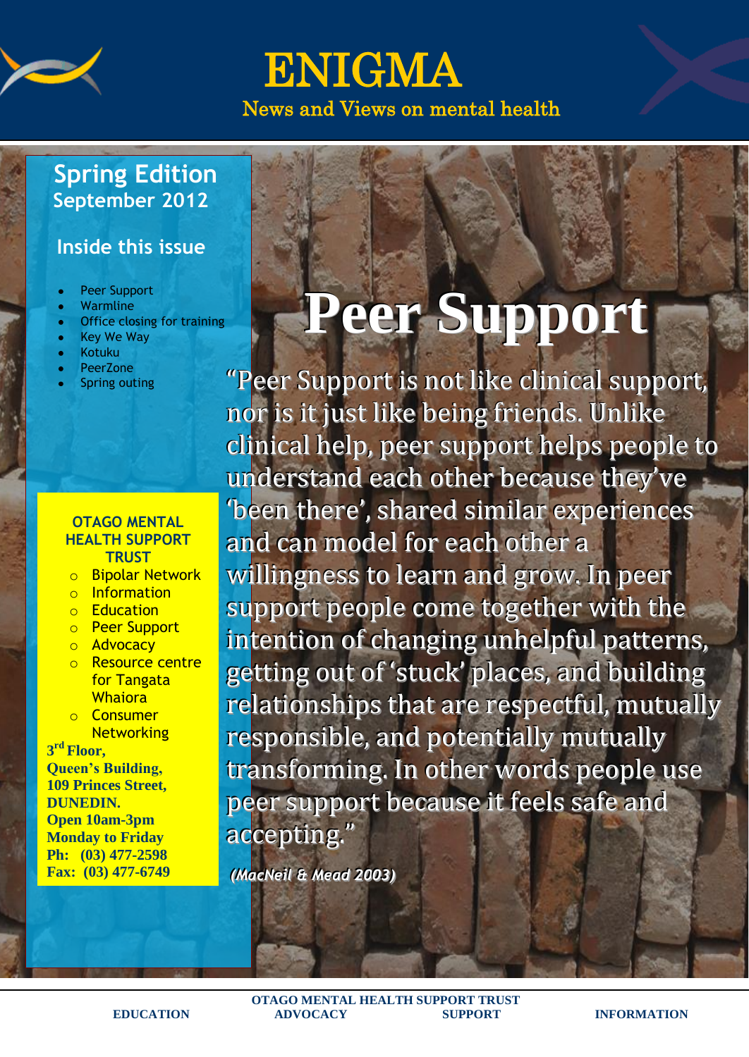# ENIGMA

News and Views on mental health

## Spring Edition
### September 2012

### Inside this issue

- Peer Support
- Warmline
- Office closing for training
- Key We Way
- Kotuku
- PeerZone
- Spring outing

**OTAGO MENTAL HEALTH SUPPORT TRUST**

- Bipolar Network
- Information
- Education
- Peer Support
- Advocacy
- Resource centre for Tangata Whaiora
- Consumer Networking

**3rd Floor,**
**Queen's Building,**
**109 Princes Street,**
**DUNEDIN.**
**Open 10am-3pm**
**Monday to Friday**
**Ph: (03) 477-2598**
**Fax: (03) 477-6749**

# Peer Support

"Peer Support is not like clinical support, nor is it just like being friends. Unlike clinical help, peer support helps people to understand each other because they've 'been there', shared similar experiences and can model for each other a willingness to learn and grow. In peer support people come together with the intention of changing unhelpful patterns, getting out of 'stuck' places, and building relationships that are respectful, mutually responsible, and potentially mutually transforming. In other words people use peer support because it feels safe and accepting."

***(MacNeil & Mead 2003)***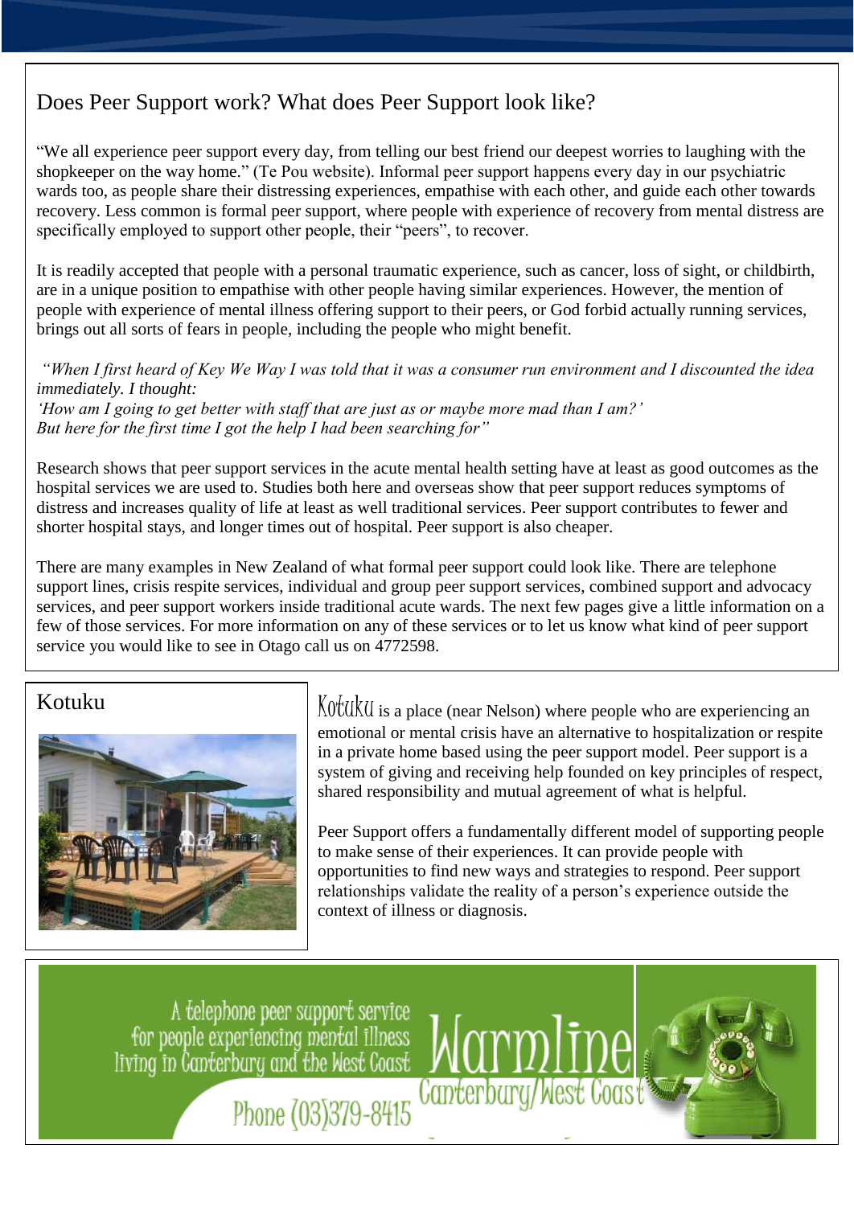## Does Peer Support work? What does Peer Support look like?

"We all experience peer support every day, from telling our best friend our deepest worries to laughing with the shopkeeper on the way home." (Te Pou website). Informal peer support happens every day in our psychiatric wards too, as people share their distressing experiences, empathise with each other, and guide each other towards recovery. Less common is formal peer support, where people with experience of recovery from mental distress are specifically employed to support other people, their "peers", to recover.

It is readily accepted that people with a personal traumatic experience, such as cancer, loss of sight, or childbirth, are in a unique position to empathise with other people having similar experiences. However, the mention of people with experience of mental illness offering support to their peers, or God forbid actually running services, brings out all sorts of fears in people, including the people who might benefit.

*"When I first heard of Key We Way I was told that it was a consumer run environment and I discounted the idea immediately. I thought:*
*'How am I going to get better with staff that are just as or maybe more mad than I am?'*
*But here for the first time I got the help I had been searching for"*

Research shows that peer support services in the acute mental health setting have at least as good outcomes as the hospital services we are used to. Studies both here and overseas show that peer support reduces symptoms of distress and increases quality of life at least as well traditional services. Peer support contributes to fewer and shorter hospital stays, and longer times out of hospital. Peer support is also cheaper.

There are many examples in New Zealand of what formal peer support could look like. There are telephone support lines, crisis respite services, individual and group peer support services, combined support and advocacy services, and peer support workers inside traditional acute wards. The next few pages give a little information on a few of those services. For more information on any of these services or to let us know what kind of peer support service you would like to see in Otago call us on 4772598.

## Kotuku

Kotuku is a place (near Nelson) where people who are experiencing an emotional or mental crisis have an alternative to hospitalization or respite in a private home based using the peer support model. Peer support is a system of giving and receiving help founded on key principles of respect, shared responsibility and mutual agreement of what is helpful.

Peer Support offers a fundamentally different model of supporting people to make sense of their experiences. It can provide people with opportunities to find new ways and strategies to respond. Peer support relationships validate the reality of a person's experience outside the context of illness or diagnosis.

A telephone peer support service for people experiencing mental illness living in Canterbury and the West Coast

Phone (03)379-8415

**Warmline**
Canterbury/West Coast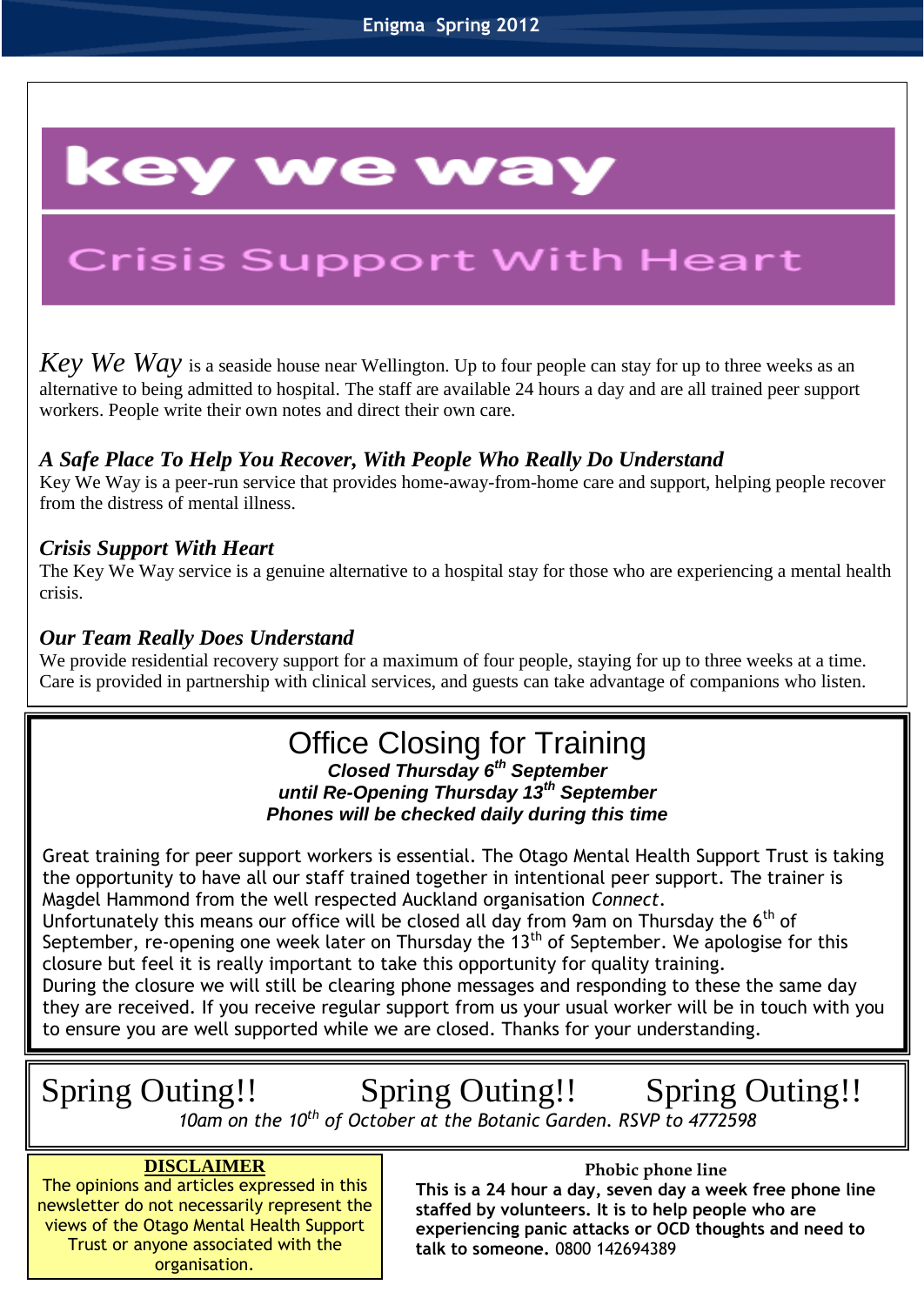# key we way

## Crisis Support With Heart

*Key We Way* is a seaside house near Wellington. Up to four people can stay for up to three weeks as an alternative to being admitted to hospital. The staff are available 24 hours a day and are all trained peer support workers. People write their own notes and direct their own care.

***A Safe Place To Help You Recover, With People Who Really Do Understand***

Key We Way is a peer-run service that provides home-away-from-home care and support, helping people recover from the distress of mental illness.

***Crisis Support With Heart***

The Key We Way service is a genuine alternative to a hospital stay for those who are experiencing a mental health crisis.

***Our Team Really Does Understand***

We provide residential recovery support for a maximum of four people, staying for up to three weeks at a time. Care is provided in partnership with clinical services, and guests can take advantage of companions who listen.

## Office Closing for Training

***Closed Thursday 6th September***
***until Re-Opening Thursday 13th September***
***Phones will be checked daily during this time***

Great training for peer support workers is essential. The Otago Mental Health Support Trust is taking the opportunity to have all our staff trained together in intentional peer support. The trainer is Magdel Hammond from the well respected Auckland organisation *Connect*.
Unfortunately this means our office will be closed all day from 9am on Thursday the 6th of September, re-opening one week later on Thursday the 13th of September. We apologise for this closure but feel it is really important to take this opportunity for quality training.
During the closure we will still be clearing phone messages and responding to these the same day they are received. If you receive regular support from us your usual worker will be in touch with you to ensure you are well supported while we are closed. Thanks for your understanding.

## Spring Outing!! Spring Outing!! Spring Outing!!

*10am on the 10th of October at the Botanic Garden. RSVP to 4772598*

**DISCLAIMER**

The opinions and articles expressed in this newsletter do not necessarily represent the views of the Otago Mental Health Support Trust or anyone associated with the organisation.

**Phobic phone line**

**This is a 24 hour a day, seven day a week free phone line staffed by volunteers. It is to help people who are experiencing panic attacks or OCD thoughts and need to talk to someone.** 0800 142694389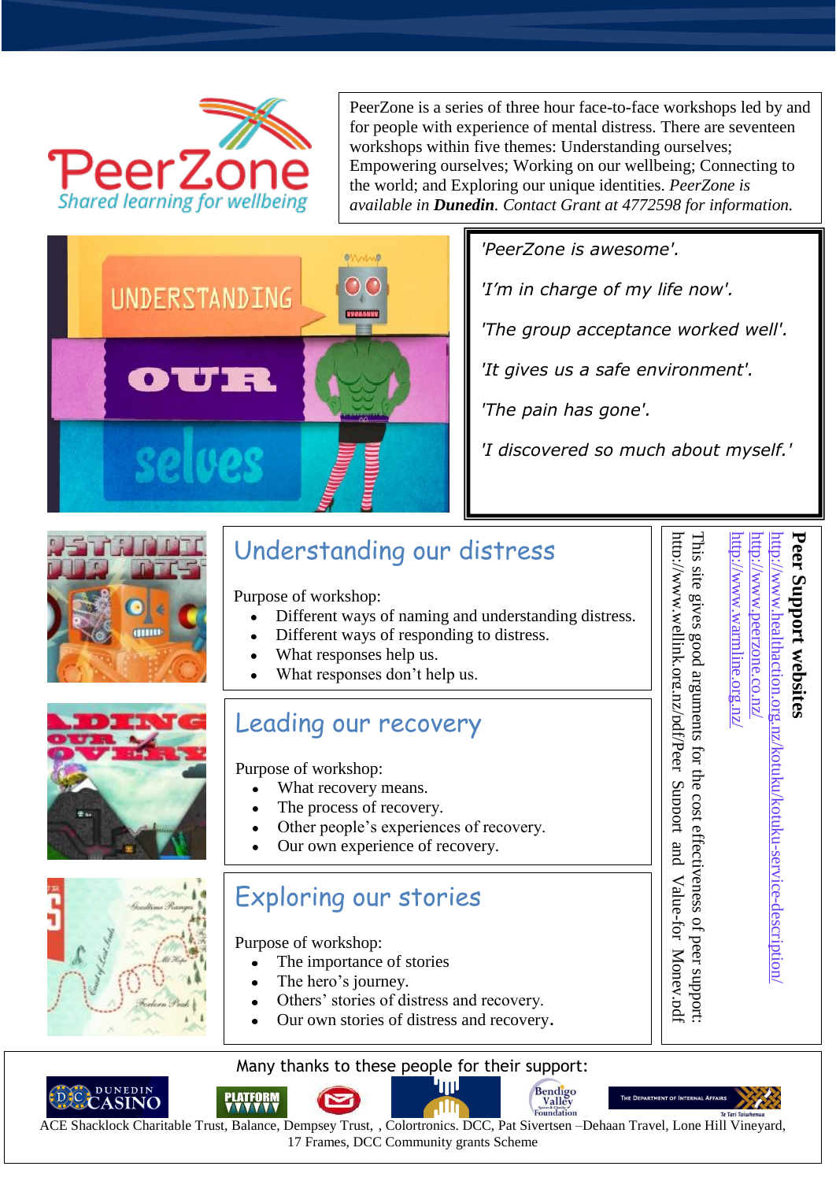# PeerZone

*Shared learning for wellbeing*

PeerZone is a series of three hour face-to-face workshops led by and for people with experience of mental distress. There are seventeen workshops within five themes: Understanding ourselves; Empowering ourselves; Working on our wellbeing; Connecting to the world; and Exploring our unique identities. *PeerZone is available in* ***Dunedin****. Contact Grant at 4772598 for information.*

*'PeerZone is awesome'.*

*'I'm in charge of my life now'.*

*'The group acceptance worked well'.*

*'It gives us a safe environment'.*

*'The pain has gone'.*

*'I discovered so much about myself.'*

## Understanding our distress

Purpose of workshop:

- Different ways of naming and understanding distress.
- Different ways of responding to distress.
- What responses help us.
- What responses don't help us.

## Leading our recovery

Purpose of workshop:

- What recovery means.
- The process of recovery.
- Other people's experiences of recovery.
- Our own experience of recovery.

## Exploring our stories

Purpose of workshop:

- The importance of stories
- The hero's journey.
- Others' stories of distress and recovery.
- Our own stories of distress and recovery.

**Peer Support websites**

http://www.healthaction.org.nz/kotuku/kotuku-service-description/

http://www.peerzone.co.nz/

http://www.warmline.org.nz/

This site gives good arguments for the cost effectiveness of peer support:

http://www.wellink.org.nz/pdf/Peer Support and Value-for Money.pdf

Many thanks to these people for their support:

ACE Shacklock Charitable Trust, Balance, Dempsey Trust, , Colortronics. DCC, Pat Sivertsen –Dehaan Travel, Lone Hill Vineyard, 17 Frames, DCC Community grants Scheme